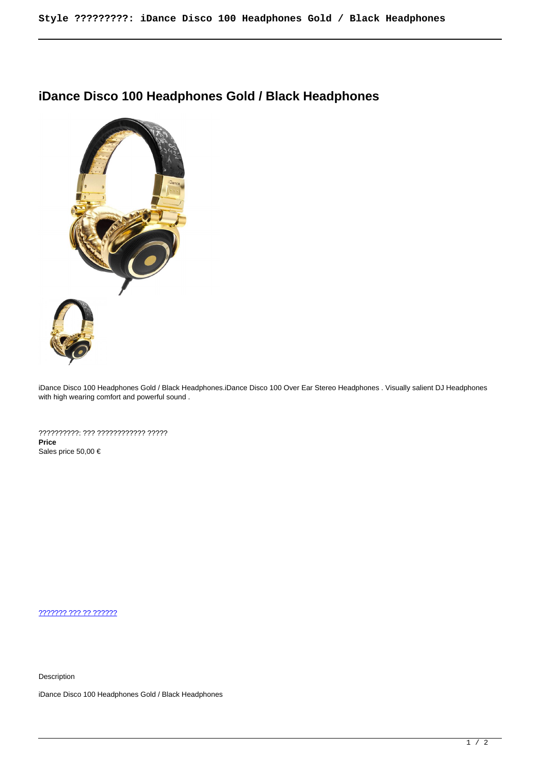# iDance Disco 100 Headphones Gold / Black Headphones

iDance Disco 100 Headphones Gold / Black Headphones.iDance Disco 100 Over Ear Stereo Headphones . Visually salient DJ Headphones with high wearing comfort and powerful sound .

??????????: ??? ???????????? ?????

**Price**

Sales price 50,00 €

??????? ??? ?? ??????

Description

iDance Disco 100 Headphones Gold / Black Headphones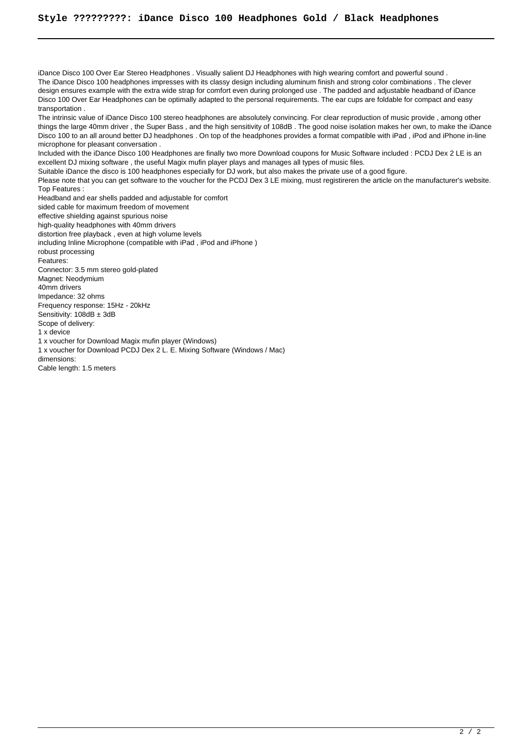iDance Disco 100 Over Ear Stereo Headphones . Visually salient DJ Headphones with high wearing comfort and powerful sound .
The iDance Disco 100 headphones impresses with its classy design including aluminum finish and strong color combinations . The clever design ensures example with the extra wide strap for comfort even during prolonged use . The padded and adjustable headband of iDance Disco 100 Over Ear Headphones can be optimally adapted to the personal requirements. The ear cups are foldable for compact and easy transportation .
The intrinsic value of iDance Disco 100 stereo headphones are absolutely convincing. For clear reproduction of music provide , among other things the large 40mm driver , the Super Bass , and the high sensitivity of 108dB . The good noise isolation makes her own, to make the iDance Disco 100 to an all around better DJ headphones . On top of the headphones provides a format compatible with iPad , iPod and iPhone in-line microphone for pleasant conversation .
Included with the iDance Disco 100 Headphones are finally two more Download coupons for Music Software included : PCDJ Dex 2 LE is an excellent DJ mixing software , the useful Magix mufin player plays and manages all types of music files.
Suitable iDance the disco is 100 headphones especially for DJ work, but also makes the private use of a good figure.
Please note that you can get software to the voucher for the PCDJ Dex 3 LE mixing, must registireren the article on the manufacturer's website.
Top Features :
Headband and ear shells padded and adjustable for comfort
sided cable for maximum freedom of movement
effective shielding against spurious noise
high-quality headphones with 40mm drivers
distortion free playback , even at high volume levels
including Inline Microphone (compatible with iPad , iPod and iPhone )
robust processing
Features:
Connector: 3.5 mm stereo gold-plated
Magnet: Neodymium
40mm drivers
Impedance: 32 ohms
Frequency response: 15Hz - 20kHz
Sensitivity: 108dB ± 3dB
Scope of delivery:
1 x device
1 x voucher for Download Magix mufin player (Windows)
1 x voucher for Download PCDJ Dex 2 L. E. Mixing Software (Windows / Mac)
dimensions:
Cable length: 1.5 meters